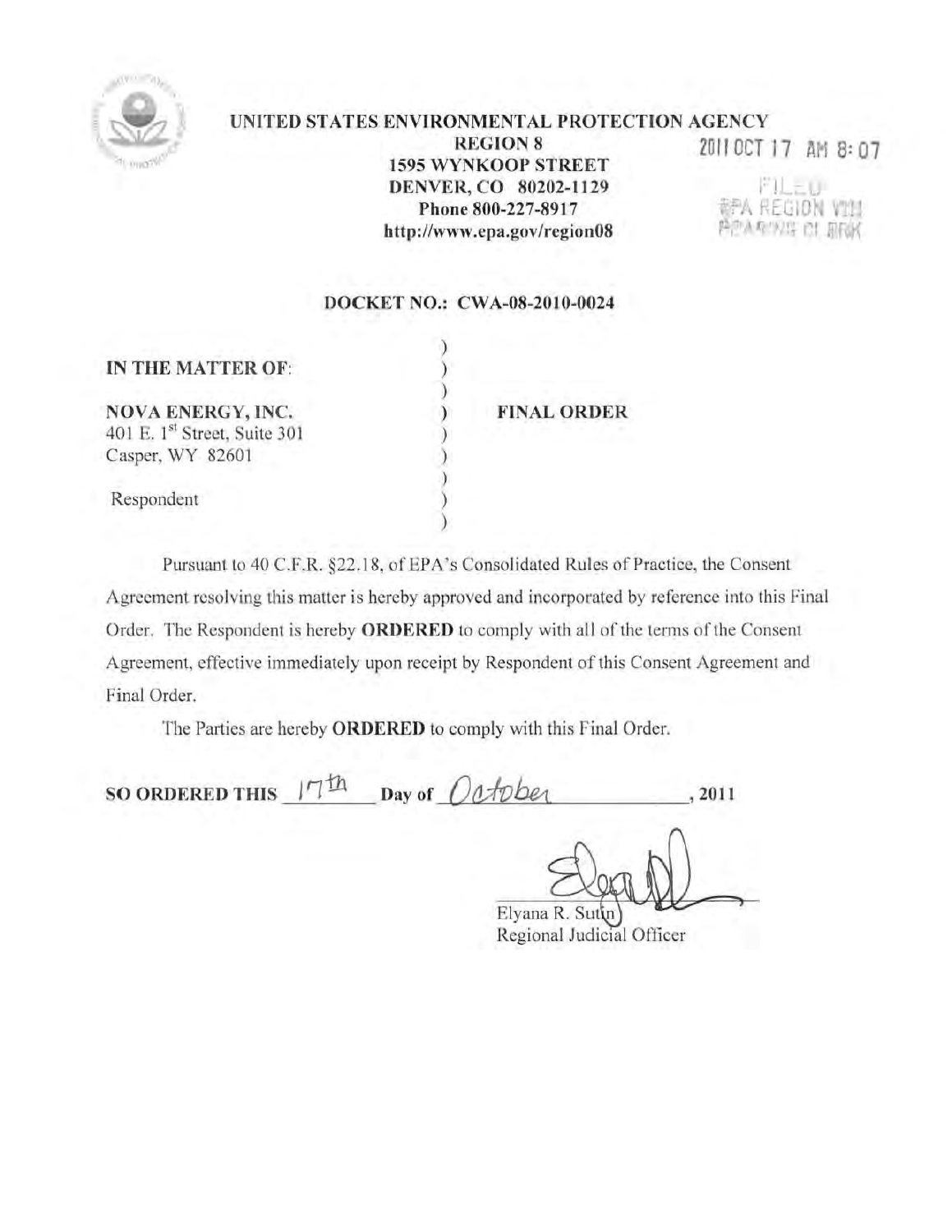**UNITED STATES ENVIRONMENTAL PROTECTION AGENCY**
**REGION 8**
**1595 WYNKOOP STREET**
**DENVER, CO 80202-1129**
**Phone 800-227-8917**
**http://www.epa.gov/region08**

2011 OCT 17 AM 8:07

FILED
EPA REGION VIII
HEARING CLERK

**DOCKET NO.: CWA-08-2010-0024**

| | |
|---|---|
| **IN THE MATTER OF:** | |
| **NOVA ENERGY, INC.** | **FINAL ORDER** |
| 401 E. 1st Street, Suite 301 | |
| Casper, WY 82601 | |
| Respondent | |

Pursuant to 40 C.F.R. §22.18, of EPA's Consolidated Rules of Practice, the Consent Agreement resolving this matter is hereby approved and incorporated by reference into this Final Order. The Respondent is hereby **ORDERED** to comply with all of the terms of the Consent Agreement, effective immediately upon receipt by Respondent of this Consent Agreement and Final Order.

The Parties are hereby **ORDERED** to comply with this Final Order.

**SO ORDERED THIS** 17th **Day of** October, **2011**

Elyana R. Sutin
Regional Judicial Officer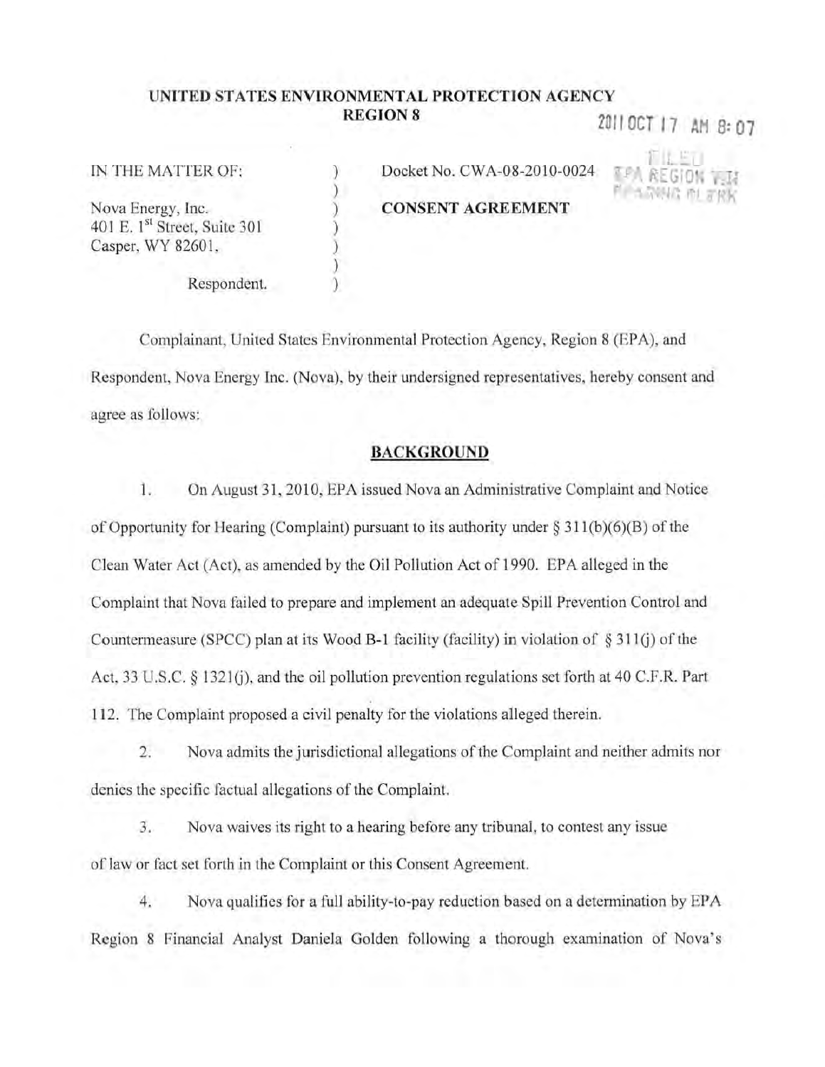**UNITED STATES ENVIRONMENTAL PROTECTION AGENCY**
**REGION 8**

2011 OCT 17 AM 8:07

FILED
EPA REGION VIII
HEARING CLERK

IN THE MATTER OF:

Nova Energy, Inc.
401 E. 1st Street, Suite 301
Casper, WY 82601,

Respondent.

Docket No. CWA-08-2010-0024

**CONSENT AGREEMENT**

Complainant, United States Environmental Protection Agency, Region 8 (EPA), and Respondent, Nova Energy Inc. (Nova), by their undersigned representatives, hereby consent and agree as follows:

## BACKGROUND

1. On August 31, 2010, EPA issued Nova an Administrative Complaint and Notice of Opportunity for Hearing (Complaint) pursuant to its authority under § 311(b)(6)(B) of the Clean Water Act (Act), as amended by the Oil Pollution Act of 1990. EPA alleged in the Complaint that Nova failed to prepare and implement an adequate Spill Prevention Control and Countermeasure (SPCC) plan at its Wood B-1 facility (facility) in violation of § 311(j) of the Act, 33 U.S.C. § 1321(j), and the oil pollution prevention regulations set forth at 40 C.F.R. Part 112. The Complaint proposed a civil penalty for the violations alleged therein.

2. Nova admits the jurisdictional allegations of the Complaint and neither admits nor denies the specific factual allegations of the Complaint.

3. Nova waives its right to a hearing before any tribunal, to contest any issue of law or fact set forth in the Complaint or this Consent Agreement.

4. Nova qualifies for a full ability-to-pay reduction based on a determination by EPA Region 8 Financial Analyst Daniela Golden following a thorough examination of Nova's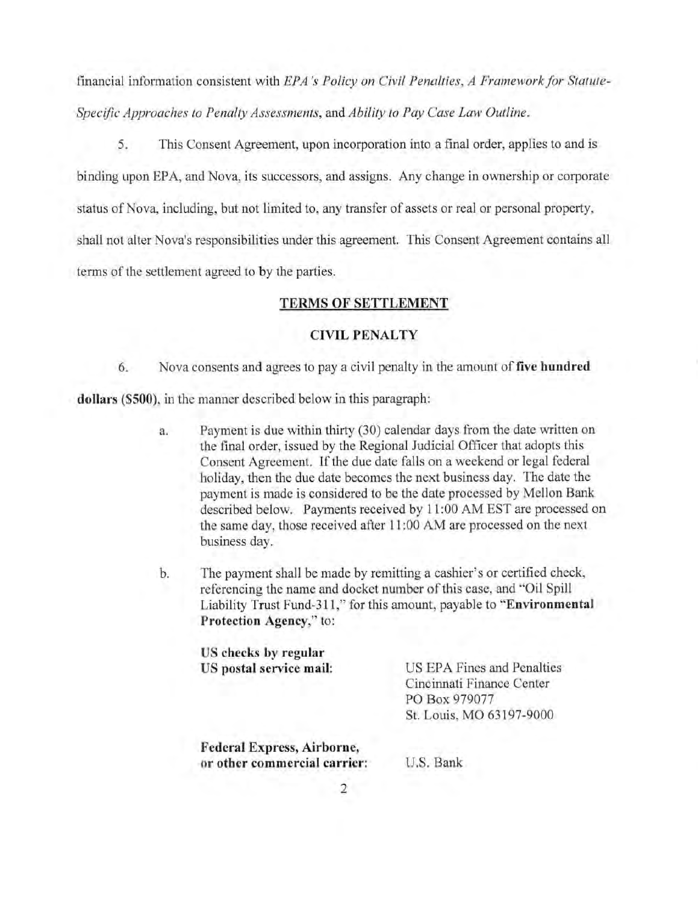financial information consistent with *EPA's Policy on Civil Penalties, A Framework for Statute-Specific Approaches to Penalty Assessments*, and *Ability to Pay Case Law Outline*.

5. This Consent Agreement, upon incorporation into a final order, applies to and is binding upon EPA, and Nova, its successors, and assigns. Any change in ownership or corporate status of Nova, including, but not limited to, any transfer of assets or real or personal property, shall not alter Nova's responsibilities under this agreement. This Consent Agreement contains all terms of the settlement agreed to by the parties.

## TERMS OF SETTLEMENT

### CIVIL PENALTY

6. Nova consents and agrees to pay a civil penalty in the amount of **five hundred dollars ($500)**, in the manner described below in this paragraph:

   a. Payment is due within thirty (30) calendar days from the date written on the final order, issued by the Regional Judicial Officer that adopts this Consent Agreement. If the due date falls on a weekend or legal federal holiday, then the due date becomes the next business day. The date the payment is made is considered to be the date processed by Mellon Bank described below. Payments received by 11:00 AM EST are processed on the same day, those received after 11:00 AM are processed on the next business day.

   b. The payment shall be made by remitting a cashier's or certified check, referencing the name and docket number of this case, and "Oil Spill Liability Trust Fund-311," for this amount, payable to "**Environmental Protection Agency**," to:

| | |
|---|---|
| **US checks by regular US postal service mail:** | US EPA Fines and Penalties<br>Cincinnati Finance Center<br>PO Box 979077<br>St. Louis, MO 63197-9000 |
| **Federal Express, Airborne, or other commercial carrier:** | U.S. Bank |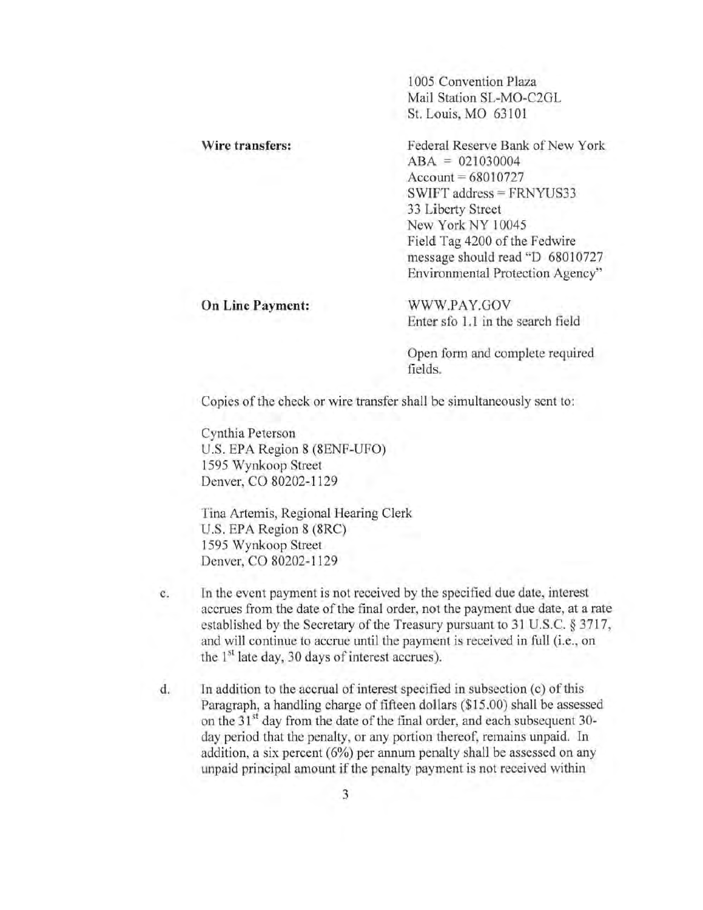1005 Convention Plaza
Mail Station SL-MO-C2GL
St. Louis, MO 63101

**Wire transfers:**

Federal Reserve Bank of New York
ABA = 021030004
Account = 68010727
SWIFT address = FRNYUS33
33 Liberty Street
New York NY 10045
Field Tag 4200 of the Fedwire message should read "D 68010727 Environmental Protection Agency"

**On Line Payment:**

WWW.PAY.GOV
Enter sfo 1.1 in the search field

Open form and complete required fields.

Copies of the check or wire transfer shall be simultaneously sent to:

Cynthia Peterson
U.S. EPA Region 8 (8ENF-UFO)
1595 Wynkoop Street
Denver, CO 80202-1129

Tina Artemis, Regional Hearing Clerk
U.S. EPA Region 8 (8RC)
1595 Wynkoop Street
Denver, CO 80202-1129

c. In the event payment is not received by the specified due date, interest accrues from the date of the final order, not the payment due date, at a rate established by the Secretary of the Treasury pursuant to 31 U.S.C. § 3717, and will continue to accrue until the payment is received in full (i.e., on the 1st late day, 30 days of interest accrues).

d. In addition to the accrual of interest specified in subsection (c) of this Paragraph, a handling charge of fifteen dollars ($15.00) shall be assessed on the 31st day from the date of the final order, and each subsequent 30-day period that the penalty, or any portion thereof, remains unpaid. In addition, a six percent (6%) per annum penalty shall be assessed on any unpaid principal amount if the penalty payment is not received within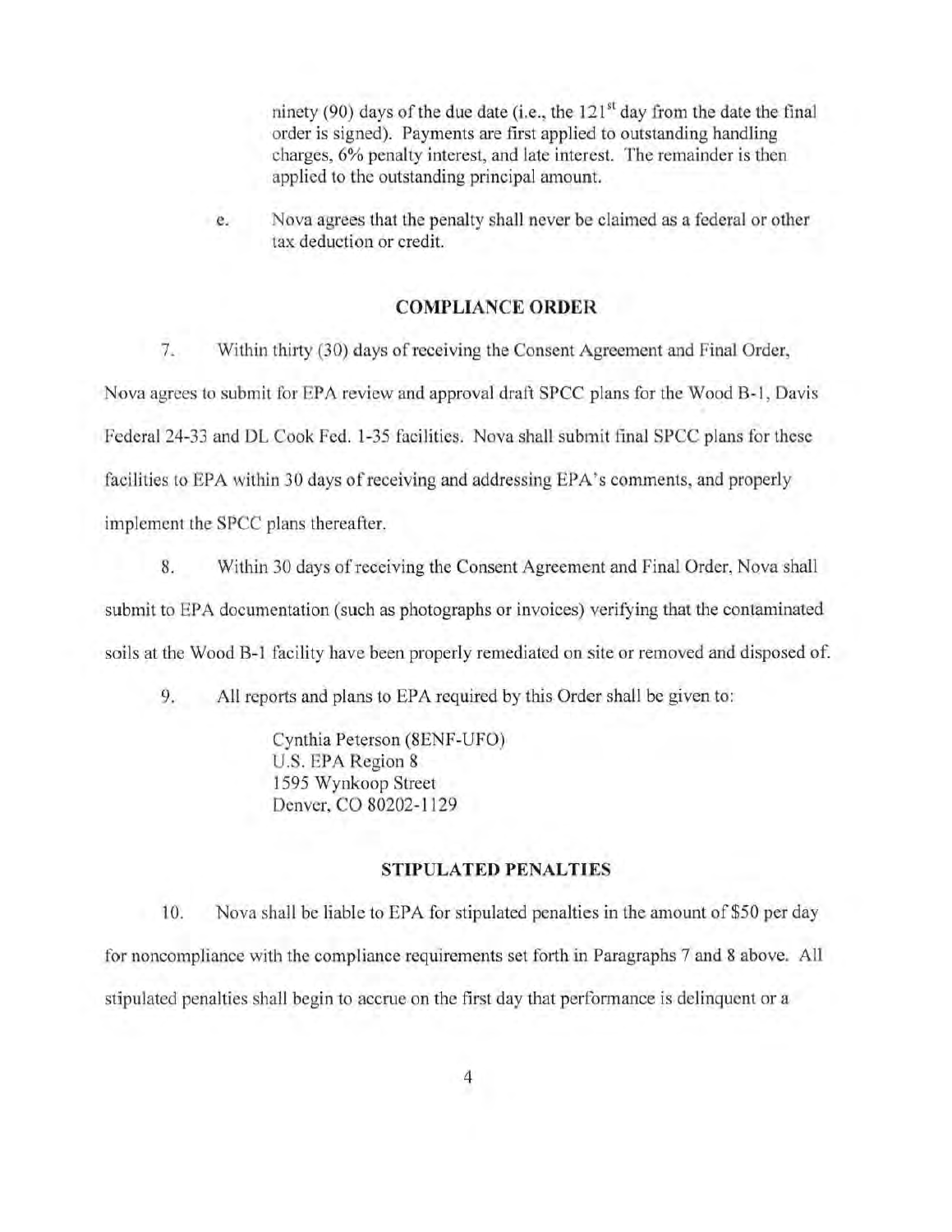ninety (90) days of the due date (i.e., the 121st day from the date the final order is signed). Payments are first applied to outstanding handling charges, 6% penalty interest, and late interest. The remainder is then applied to the outstanding principal amount.

e. Nova agrees that the penalty shall never be claimed as a federal or other tax deduction or credit.

## COMPLIANCE ORDER

7. Within thirty (30) days of receiving the Consent Agreement and Final Order, Nova agrees to submit for EPA review and approval draft SPCC plans for the Wood B-1, Davis Federal 24-33 and DL Cook Fed. 1-35 facilities. Nova shall submit final SPCC plans for these facilities to EPA within 30 days of receiving and addressing EPA's comments, and properly implement the SPCC plans thereafter.

8. Within 30 days of receiving the Consent Agreement and Final Order, Nova shall submit to EPA documentation (such as photographs or invoices) verifying that the contaminated soils at the Wood B-1 facility have been properly remediated on site or removed and disposed of.

9. All reports and plans to EPA required by this Order shall be given to:

Cynthia Peterson (8ENF-UFO)
U.S. EPA Region 8
1595 Wynkoop Street
Denver, CO 80202-1129

## STIPULATED PENALTIES

10. Nova shall be liable to EPA for stipulated penalties in the amount of $50 per day for noncompliance with the compliance requirements set forth in Paragraphs 7 and 8 above. All stipulated penalties shall begin to accrue on the first day that performance is delinquent or a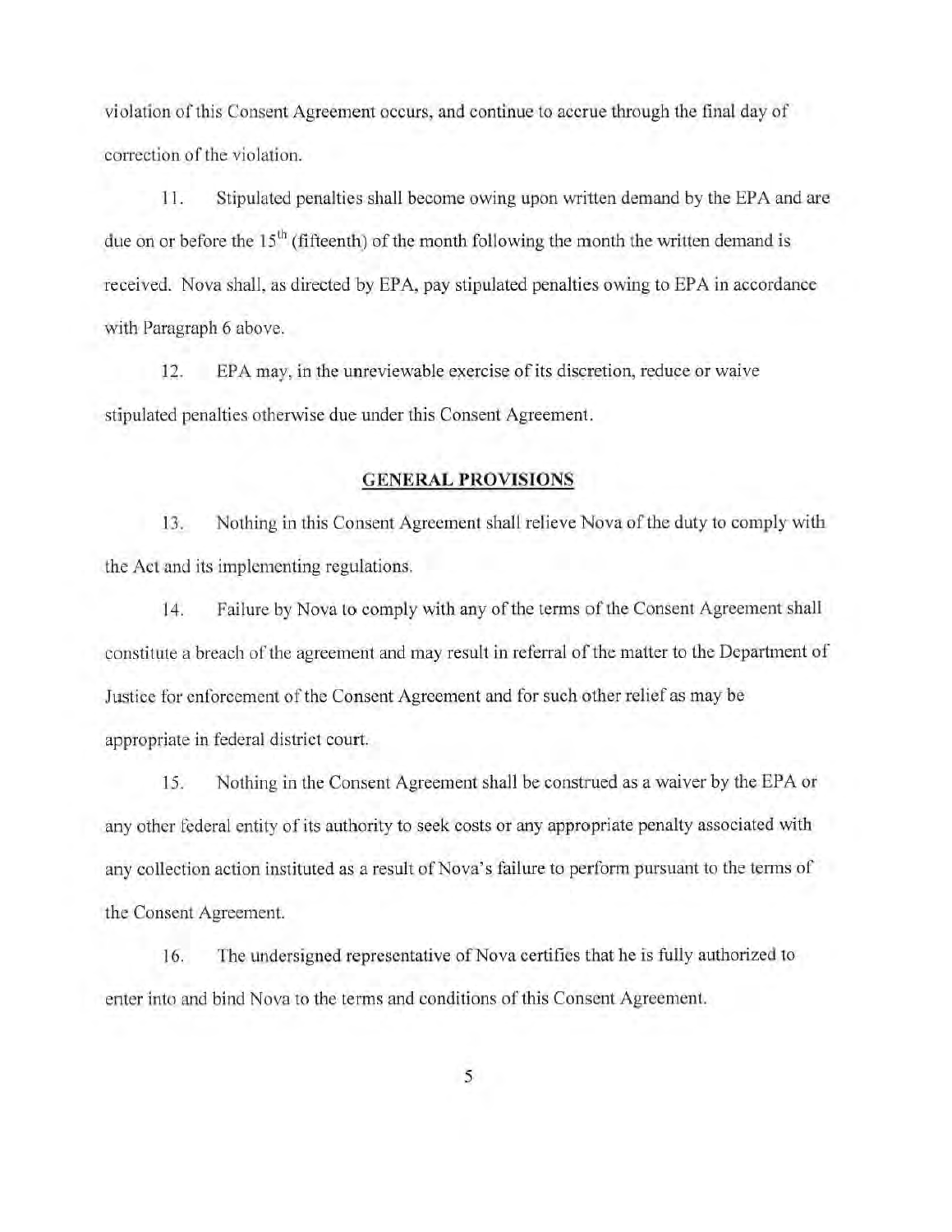violation of this Consent Agreement occurs, and continue to accrue through the final day of correction of the violation.

11. Stipulated penalties shall become owing upon written demand by the EPA and are due on or before the 15th (fifteenth) of the month following the month the written demand is received. Nova shall, as directed by EPA, pay stipulated penalties owing to EPA in accordance with Paragraph 6 above.

12. EPA may, in the unreviewable exercise of its discretion, reduce or waive stipulated penalties otherwise due under this Consent Agreement.

## GENERAL PROVISIONS

13. Nothing in this Consent Agreement shall relieve Nova of the duty to comply with the Act and its implementing regulations.

14. Failure by Nova to comply with any of the terms of the Consent Agreement shall constitute a breach of the agreement and may result in referral of the matter to the Department of Justice for enforcement of the Consent Agreement and for such other relief as may be appropriate in federal district court.

15. Nothing in the Consent Agreement shall be construed as a waiver by the EPA or any other federal entity of its authority to seek costs or any appropriate penalty associated with any collection action instituted as a result of Nova's failure to perform pursuant to the terms of the Consent Agreement.

16. The undersigned representative of Nova certifies that he is fully authorized to enter into and bind Nova to the terms and conditions of this Consent Agreement.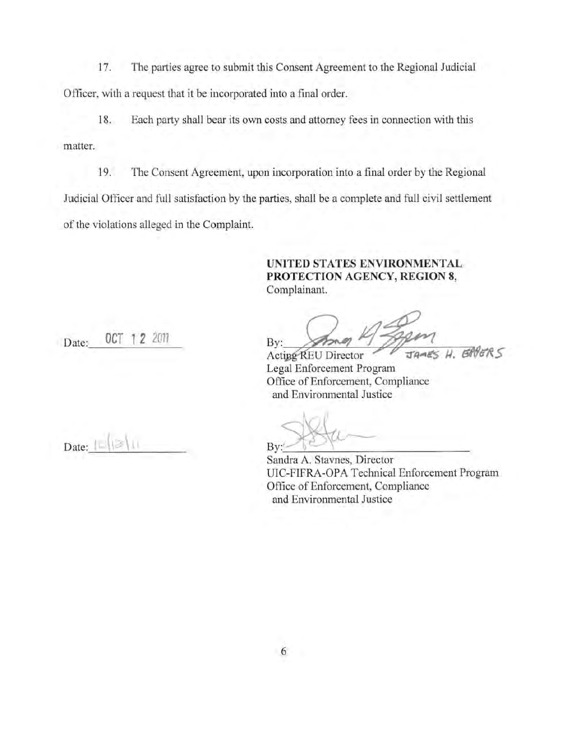17. The parties agree to submit this Consent Agreement to the Regional Judicial Officer, with a request that it be incorporated into a final order.

18. Each party shall bear its own costs and attorney fees in connection with this matter.

19. The Consent Agreement, upon incorporation into a final order by the Regional Judicial Officer and full satisfaction by the parties, shall be a complete and full civil settlement of the violations alleged in the Complaint.

**UNITED STATES ENVIRONMENTAL PROTECTION AGENCY, REGION 8,**
Complainant.

Date: OCT 12 2011

By: ______________________
Acting REU Director JAMES H. EPPERS
Legal Enforcement Program
Office of Enforcement, Compliance and Environmental Justice

Date: 10/12/11

By: ______________________
Sandra A. Stavnes, Director
UIC-FIFRA-OPA Technical Enforcement Program
Office of Enforcement, Compliance and Environmental Justice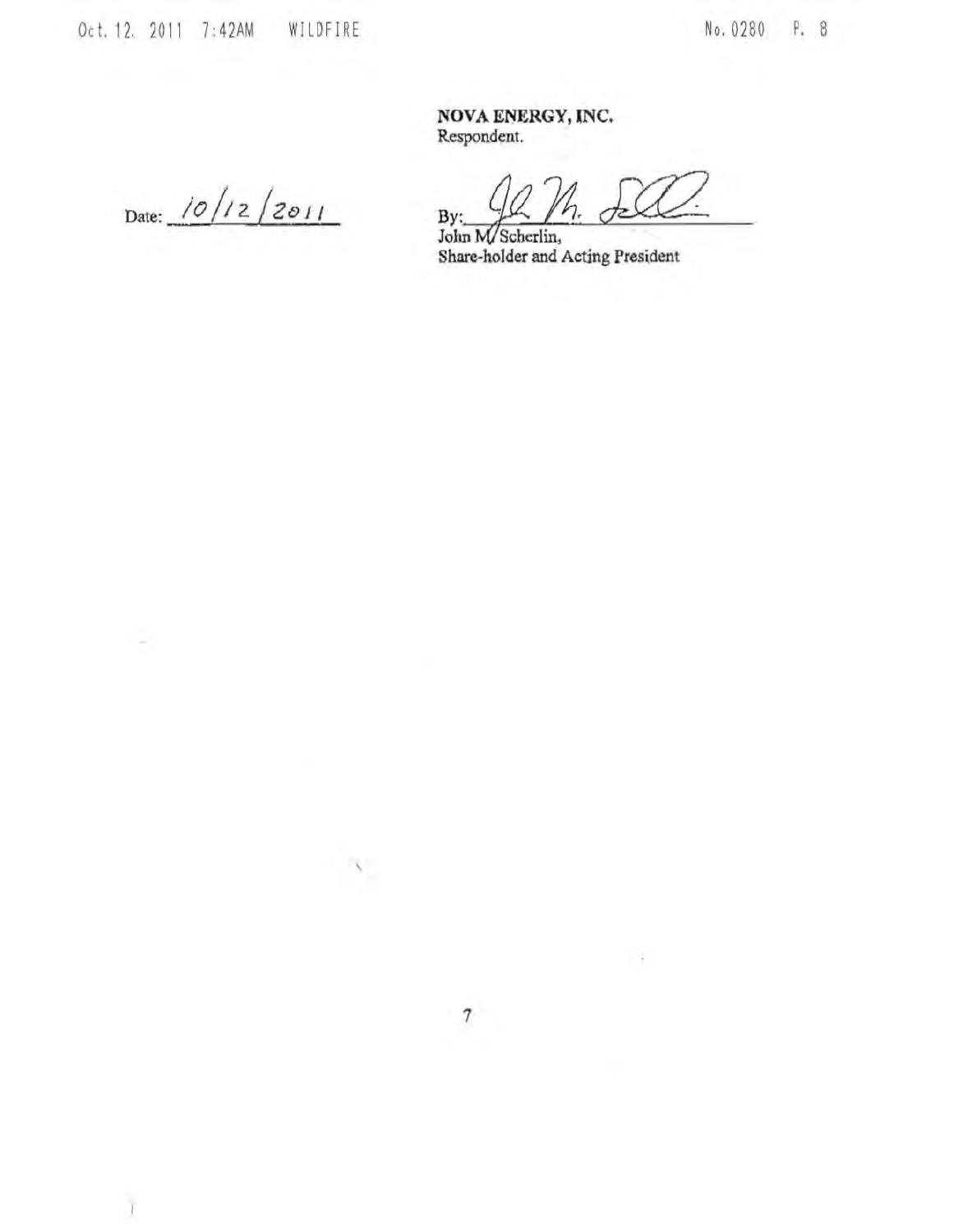**NOVA ENERGY, INC.**
Respondent.

Date: 10/12/2011

By: ______________________
John M. Scherlin,
Share-holder and Acting President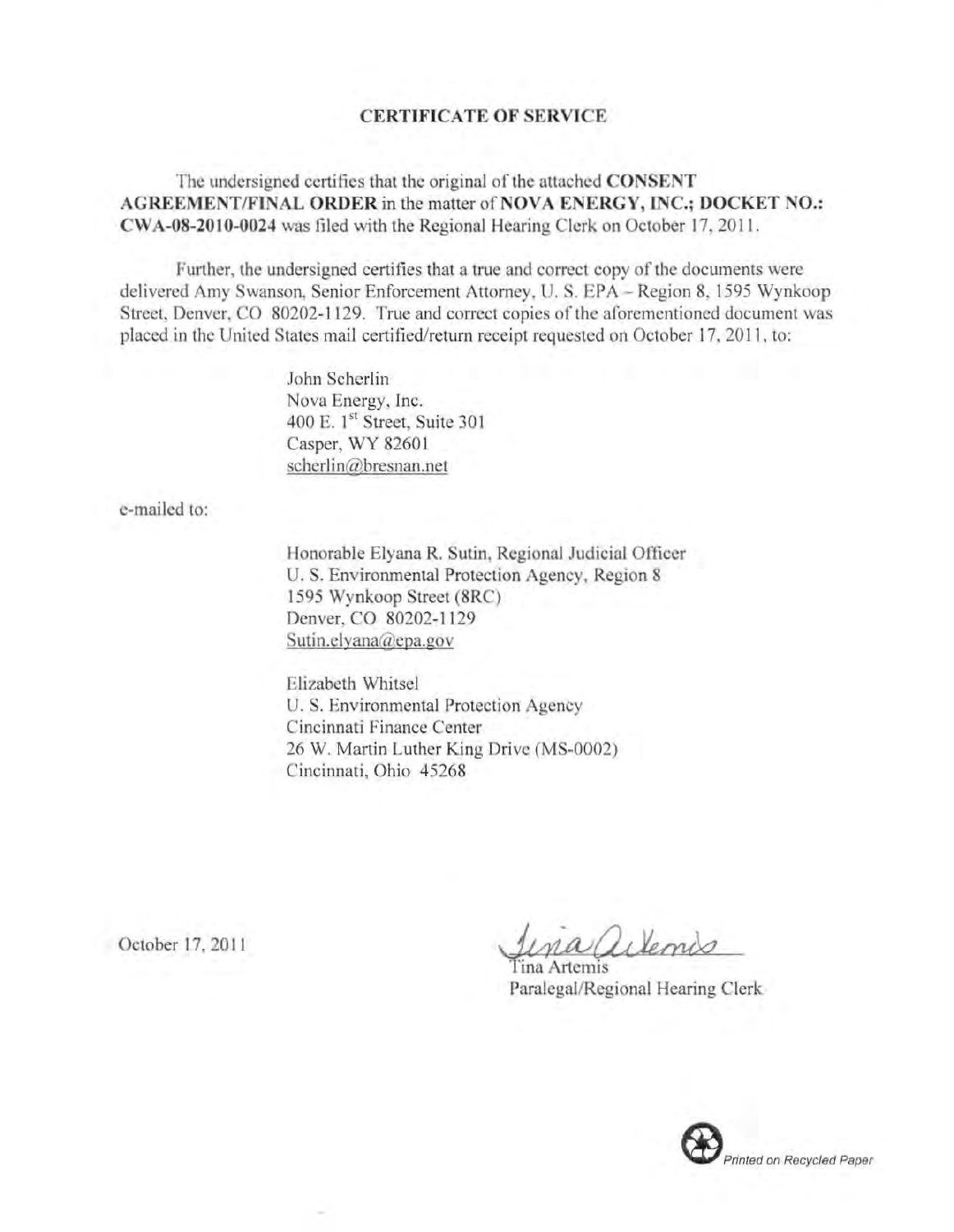## CERTIFICATE OF SERVICE

The undersigned certifies that the original of the attached **CONSENT AGREEMENT/FINAL ORDER** in the matter of **NOVA ENERGY, INC.; DOCKET NO.: CWA-08-2010-0024** was filed with the Regional Hearing Clerk on October 17, 2011.

Further, the undersigned certifies that a true and correct copy of the documents were delivered Amy Swanson, Senior Enforcement Attorney, U. S. EPA – Region 8, 1595 Wynkoop Street, Denver, CO 80202-1129. True and correct copies of the aforementioned document was placed in the United States mail certified/return receipt requested on October 17, 2011, to:

John Scherlin
Nova Energy, Inc.
400 E. 1st Street, Suite 301
Casper, WY 82601
scherlin@bresnan.net

e-mailed to:

Honorable Elyana R. Sutin, Regional Judicial Officer
U. S. Environmental Protection Agency, Region 8
1595 Wynkoop Street (8RC)
Denver, CO 80202-1129
Sutin.elyana@epa.gov

Elizabeth Whitsel
U. S. Environmental Protection Agency
Cincinnati Finance Center
26 W. Martin Luther King Drive (MS-0002)
Cincinnati, Ohio 45268

October 17, 2011

Tina Artemis
Paralegal/Regional Hearing Clerk

*Printed on Recycled Paper*